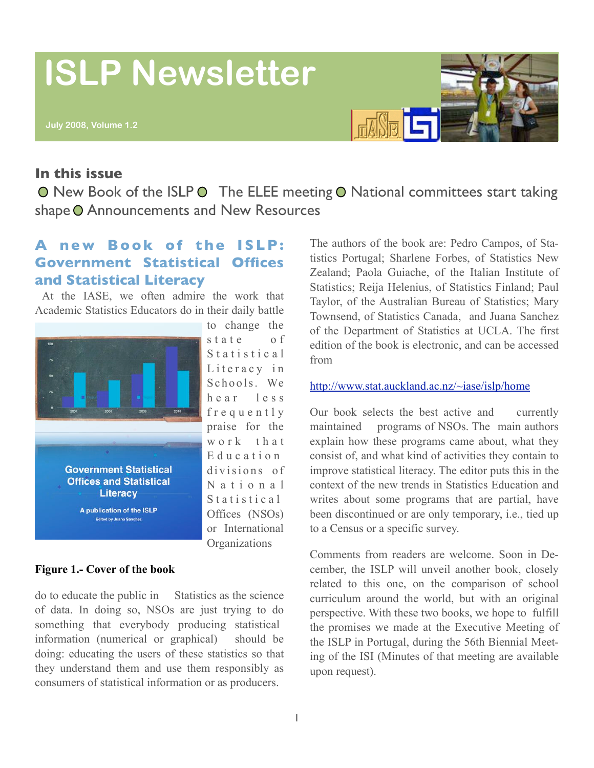# ISLP Newsletter

July 2008, Volume 1.2

## In this issue

New Book of the ISLP ○ The ELEE meeting ○ National committees start taking shape ○ Announcements and New Resources

## A new Book of the ISLP: Government Statistical Offices and Statistical Literacy

At the IASE, we often admire the work that Academic Statistics Educators do in their daily battle to change the state of Statistical Literacy in Schools. We hear less frequently praise for the work that Education divisions of National Statistical Offices (NSOs) or International Organizations do to educate the public in Statistics as the science of data. In doing so, NSOs are just trying to do something that everybody producing statistical information (numerical or graphical) should be doing: educating the users of these statistics so that they understand them and use them responsibly as consumers of statistical information or as producers.

**Figure 1.- Cover of the book**

The authors of the book are: Pedro Campos, of Statistics Portugal; Sharlene Forbes, of Statistics New Zealand; Paola Guiache, of the Italian Institute of Statistics; Reija Helenius, of Statistics Finland; Paul Taylor, of the Australian Bureau of Statistics; Mary Townsend, of Statistics Canada, and Juana Sanchez of the Department of Statistics at UCLA. The first edition of the book is electronic, and can be accessed from

http://www.stat.auckland.ac.nz/~iase/islp/home

Our book selects the best active and currently maintained programs of NSOs. The main authors explain how these programs came about, what they consist of, and what kind of activities they contain to improve statistical literacy. The editor puts this in the context of the new trends in Statistics Education and writes about some programs that are partial, have been discontinued or are only temporary, i.e., tied up to a Census or a specific survey.

Comments from readers are welcome. Soon in December, the ISLP will unveil another book, closely related to this one, on the comparison of school curriculum around the world, but with an original perspective. With these two books, we hope to fulfill the promises we made at the Executive Meeting of the ISLP in Portugal, during the 56th Biennial Meeting of the ISI (Minutes of that meeting are available upon request).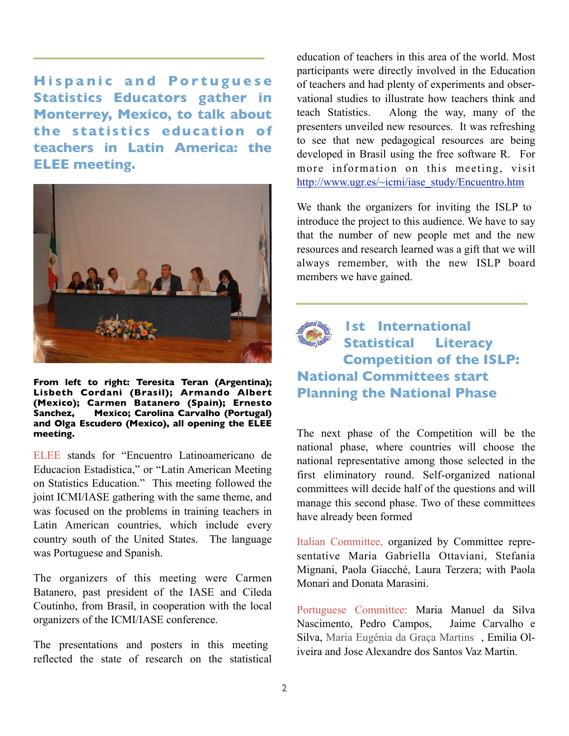## Hispanic and Portuguese Statistics Educators gather in Monterrey, Mexico, to talk about the statistics education of teachers in Latin America: the ELEE meeting.

**From left to right: Teresita Teran (Argentina); Lisbeth Cordani (Brasil); Armando Albert (Mexico); Carmen Batanero (Spain); Ernesto Sanchez, Mexico; Carolina Carvalho (Portugal) and Olga Escudero (Mexico), all opening the ELEE meeting.**

ELEE stands for "Encuentro Latinoamericano de Educacion Estadistica," or "Latin American Meeting on Statistics Education." This meeting followed the joint ICMI/IASE gathering with the same theme, and was focused on the problems in training teachers in Latin American countries, which include every country south of the United States. The language was Portuguese and Spanish.

The organizers of this meeting were Carmen Batanero, past president of the IASE and Cileda Coutinho, from Brasil, in cooperation with the local organizers of the ICMI/IASE conference.

The presentations and posters in this meeting reflected the state of research on the statistical education of teachers in this area of the world. Most participants were directly involved in the Education of teachers and had plenty of experiments and observational studies to illustrate how teachers think and teach Statistics. Along the way, many of the presenters unveiled new resources. It was refreshing to see that new pedagogical resources are being developed in Brasil using the free software R. For more information on this meeting, visit http://www.ugr.es/~icmi/iase_study/Encuentro.htm

We thank the organizers for inviting the ISLP to introduce the project to this audience. We have to say that the number of new people met and the new resources and research learned was a gift that we will always remember, with the new ISLP board members we have gained.

## 1st International Statistical Literacy Competition of the ISLP: National Committees start Planning the National Phase

The next phase of the Competition will be the national phase, where countries will choose the national representative among those selected in the first eliminatory round. Self-organized national committees will decide half of the questions and will manage this second phase. Two of these committees have already been formed

Italian Committee, organized by Committee representative Maria Gabriella Ottaviani, Stefania Mignani, Paola Giacché, Laura Terzera; with Paola Monari and Donata Marasini.

Portuguese Committee: Maria Manuel da Silva Nascimento, Pedro Campos, Jaime Carvalho e Silva, Maria Eugénia da Graça Martins , Emilia Oliveira and Jose Alexandre dos Santos Vaz Martin.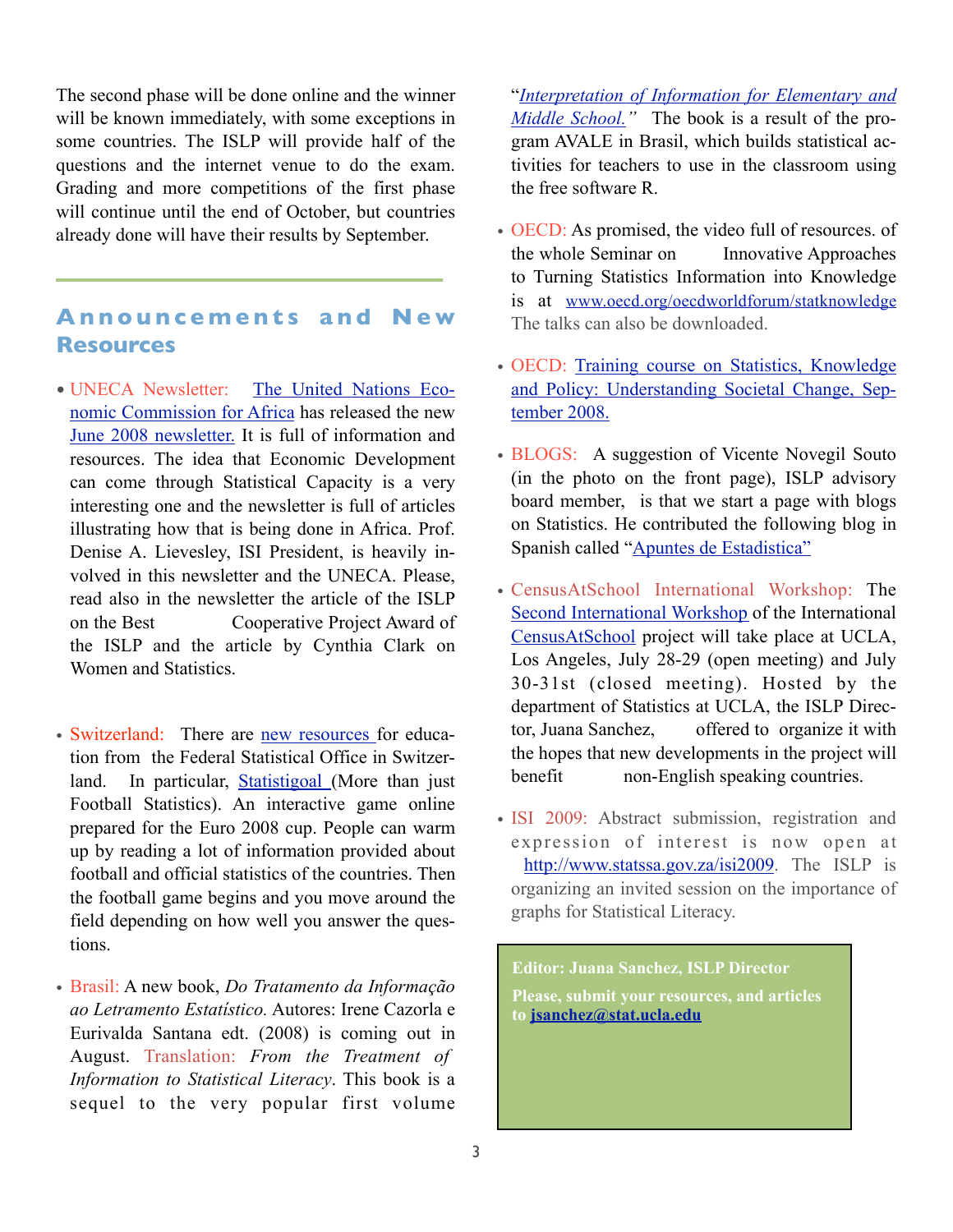The second phase will be done online and the winner will be known immediately, with some exceptions in some countries. The ISLP will provide half of the questions and the internet venue to do the exam. Grading and more competitions of the first phase will continue until the end of October, but countries already done will have their results by September.

## Announcements and New Resources

- UNECA Newsletter: The United Nations Economic Commission for Africa has released the new June 2008 newsletter. It is full of information and resources. The idea that Economic Development can come through Statistical Capacity is a very interesting one and the newsletter is full of articles illustrating how that is being done in Africa. Prof. Denise A. Lievesley, ISI President, is heavily involved in this newsletter and the UNECA. Please, read also in the newsletter the article of the ISLP on the Best Cooperative Project Award of the ISLP and the article by Cynthia Clark on Women and Statistics.

- Switzerland: There are new resources for education from the Federal Statistical Office in Switzerland. In particular, Statistigoal (More than just Football Statistics). An interactive game online prepared for the Euro 2008 cup. People can warm up by reading a lot of information provided about football and official statistics of the countries. Then the football game begins and you move around the field depending on how well you answer the questions.

- Brasil: A new book, *Do Tratamento da Informação ao Letramento Estatístico.* Autores: Irene Cazorla e Eurivalda Santana edt. (2008) is coming out in August. Translation: *From the Treatment of Information to Statistical Literacy*. This book is a sequel to the very popular first volume "*Interpretation of Information for Elementary and Middle School.*" The book is a result of the program AVALE in Brasil, which builds statistical activities for teachers to use in the classroom using the free software R.

- OECD: As promised, the video full of resources. of the whole Seminar on Innovative Approaches to Turning Statistics Information into Knowledge is at www.oecd.org/oecdworldforum/statknowledge The talks can also be downloaded.

- OECD: Training course on Statistics, Knowledge and Policy: Understanding Societal Change, September 2008.

- BLOGS: A suggestion of Vicente Novegil Souto (in the photo on the front page), ISLP advisory board member, is that we start a page with blogs on Statistics. He contributed the following blog in Spanish called "Apuntes de Estadistica"

- CensusAtSchool International Workshop: The Second International Workshop of the International CensusAtSchool project will take place at UCLA, Los Angeles, July 28-29 (open meeting) and July 30-31st (closed meeting). Hosted by the department of Statistics at UCLA, the ISLP Director, Juana Sanchez, offered to organize it with the hopes that new developments in the project will benefit non-English speaking countries.

- ISI 2009: Abstract submission, registration and expression of interest is now open at http://www.statssa.gov.za/isi2009. The ISLP is organizing an invited session on the importance of graphs for Statistical Literacy.

**Editor: Juana Sanchez, ISLP Director**

**Please, submit your resources, and articles to jsanchez@stat.ucla.edu**